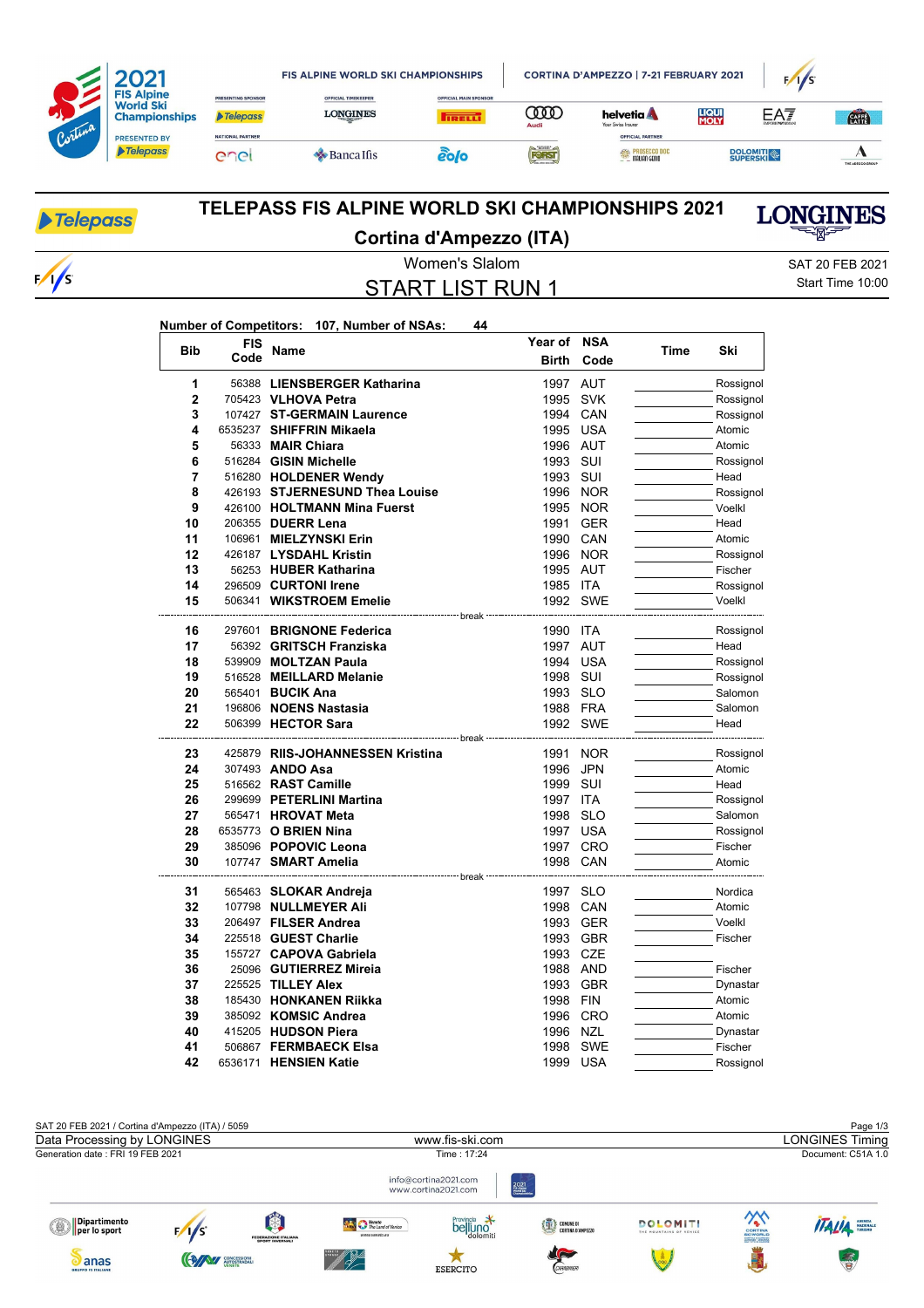# TELEPASS FIS ALPINE WORLD SKI CHAMPIONSHIPS 2021

## Cortina d'Ampezzo (ITA)

Women's Slalom

SAT 20 FEB 2021

# START LIST RUN 1

Start Time 10:00

Number of Competitors: 107, Number of NSAs: 44

| Bib | FIS Code | Name | Year of Birth | NSA Code | Time | Ski |
|---|---|---|---|---|---|---|
| 1 | 56388 | **LIENSBERGER Katharina** | 1997 | AUT | | Rossignol |
| 2 | 705423 | **VLHOVA Petra** | 1995 | SVK | | Rossignol |
| 3 | 107427 | **ST-GERMAIN Laurence** | 1994 | CAN | | Rossignol |
| 4 | 6535237 | **SHIFFRIN Mikaela** | 1995 | USA | | Atomic |
| 5 | 56333 | **MAIR Chiara** | 1996 | AUT | | Atomic |
| 6 | 516284 | **GISIN Michelle** | 1993 | SUI | | Rossignol |
| 7 | 516280 | **HOLDENER Wendy** | 1993 | SUI | | Head |
| 8 | 426193 | **STJERNESUND Thea Louise** | 1996 | NOR | | Rossignol |
| 9 | 426100 | **HOLTMANN Mina Fuerst** | 1995 | NOR | | Voelkl |
| 10 | 206355 | **DUERR Lena** | 1991 | GER | | Head |
| 11 | 106961 | **MIELZYNSKI Erin** | 1990 | CAN | | Atomic |
| 12 | 426187 | **LYSDAHL Kristin** | 1996 | NOR | | Rossignol |
| 13 | 56253 | **HUBER Katharina** | 1995 | AUT | | Fischer |
| 14 | 296509 | **CURTONI Irene** | 1985 | ITA | | Rossignol |
| 15 | 506341 | **WIKSTROEM Emelie** | 1992 | SWE | | Voelkl |
| | | break | | | | |
| 16 | 297601 | **BRIGNONE Federica** | 1990 | ITA | | Rossignol |
| 17 | 56392 | **GRITSCH Franziska** | 1997 | AUT | | Head |
| 18 | 539909 | **MOLTZAN Paula** | 1994 | USA | | Rossignol |
| 19 | 516528 | **MEILLARD Melanie** | 1998 | SUI | | Rossignol |
| 20 | 565401 | **BUCIK Ana** | 1993 | SLO | | Salomon |
| 21 | 196806 | **NOENS Nastasia** | 1988 | FRA | | Salomon |
| 22 | 506399 | **HECTOR Sara** | 1992 | SWE | | Head |
| | | break | | | | |
| 23 | 425879 | **RIIS-JOHANNESSEN Kristina** | 1991 | NOR | | Rossignol |
| 24 | 307493 | **ANDO Asa** | 1996 | JPN | | Atomic |
| 25 | 516562 | **RAST Camille** | 1999 | SUI | | Head |
| 26 | 299699 | **PETERLINI Martina** | 1997 | ITA | | Rossignol |
| 27 | 565471 | **HROVAT Meta** | 1998 | SLO | | Salomon |
| 28 | 6535773 | **O BRIEN Nina** | 1997 | USA | | Rossignol |
| 29 | 385096 | **POPOVIC Leona** | 1997 | CRO | | Fischer |
| 30 | 107747 | **SMART Amelia** | 1998 | CAN | | Atomic |
| | | break | | | | |
| 31 | 565463 | **SLOKAR Andreja** | 1997 | SLO | | Nordica |
| 32 | 107798 | **NULLMEYER Ali** | 1998 | CAN | | Atomic |
| 33 | 206497 | **FILSER Andrea** | 1993 | GER | | Voelkl |
| 34 | 225518 | **GUEST Charlie** | 1993 | GBR | | Fischer |
| 35 | 155727 | **CAPOVA Gabriela** | 1993 | CZE | | |
| 36 | 25096 | **GUTIERREZ Mireia** | 1988 | AND | | Fischer |
| 37 | 225525 | **TILLEY Alex** | 1993 | GBR | | Dynastar |
| 38 | 185430 | **HONKANEN Riikka** | 1998 | FIN | | Atomic |
| 39 | 385092 | **KOMSIC Andrea** | 1996 | CRO | | Atomic |
| 40 | 415205 | **HUDSON Piera** | 1996 | NZL | | Dynastar |
| 41 | 506867 | **FERMBAECK Elsa** | 1998 | SWE | | Fischer |
| 42 | 6536171 | **HENSIEN Katie** | 1999 | USA | | Rossignol |

SAT 20 FEB 2021 / Cortina d'Ampezzo (ITA) / 5059

Data Processing by LONGINES — www.fis-ski.com — LONGINES Timing

Generation date : FRI 19 FEB 2021 — Time : 17:24 — Document: C51A 1.0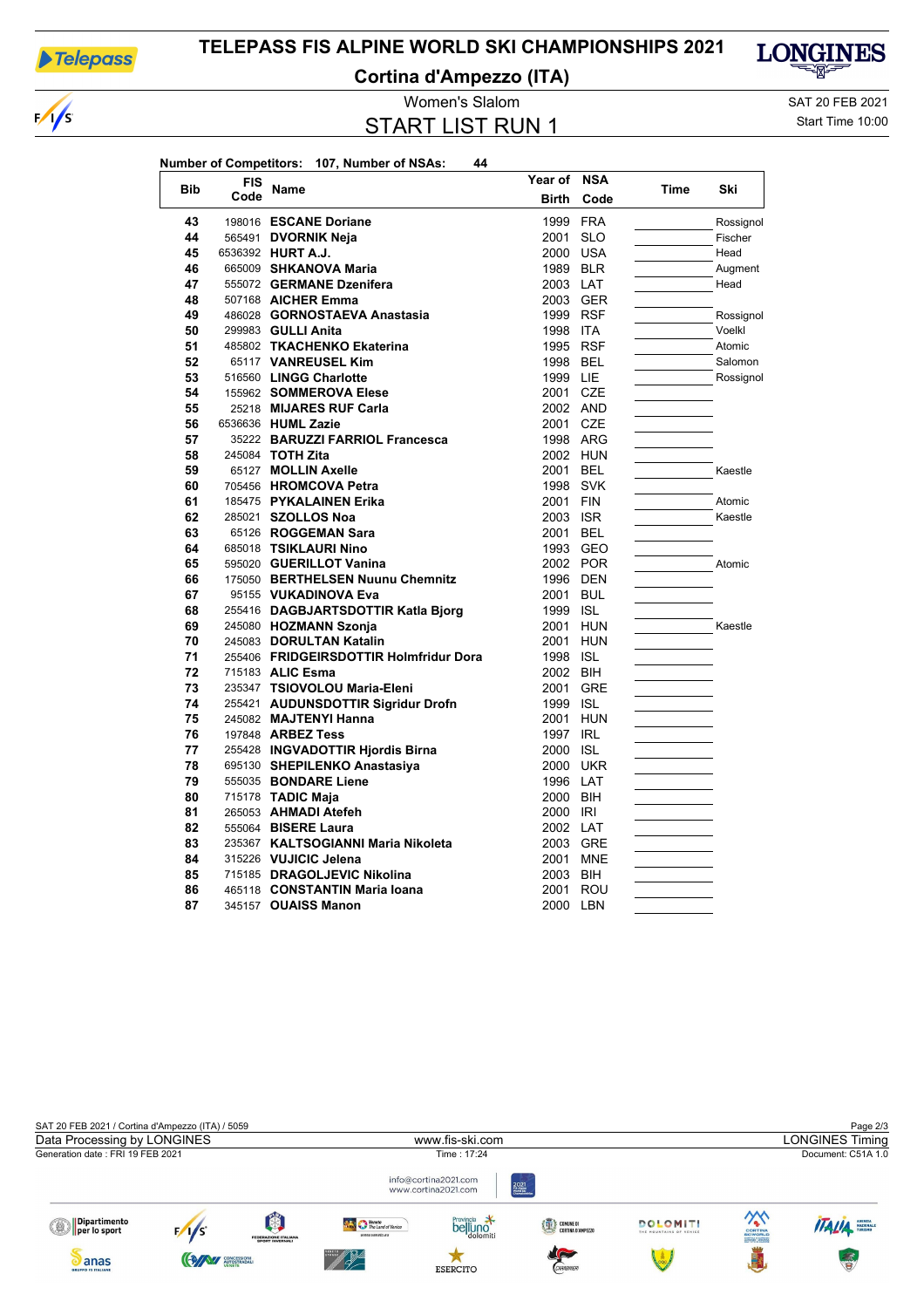# TELEPASS FIS ALPINE WORLD SKI CHAMPIONSHIPS 2021

## Cortina d'Ampezzo (ITA)

Women's Slalom

SAT 20 FEB 2021

## START LIST RUN 1

Start Time 10:00

**Number of Competitors:** 107, **Number of NSAs:** 44

| Bib | FIS Code | Name | Year of Birth | NSA Code | Time | Ski |
|---|---|---|---|---|---|---|
| 43 | 198016 | **ESCANE Doriane** | 1999 | FRA | | Rossignol |
| 44 | 565491 | **DVORNIK Neja** | 2001 | SLO | | Fischer |
| 45 | 6536392 | **HURT A.J.** | 2000 | USA | | Head |
| 46 | 665009 | **SHKANOVA Maria** | 1989 | BLR | | Augment |
| 47 | 555072 | **GERMANE Dzenifera** | 2003 | LAT | | Head |
| 48 | 507168 | **AICHER Emma** | 2003 | GER | | |
| 49 | 486028 | **GORNOSTAEVA Anastasia** | 1999 | RSF | | Rossignol |
| 50 | 299983 | **GULLI Anita** | 1998 | ITA | | Voelkl |
| 51 | 485802 | **TKACHENKO Ekaterina** | 1995 | RSF | | Atomic |
| 52 | 65117 | **VANREUSEL Kim** | 1998 | BEL | | Salomon |
| 53 | 516560 | **LINGG Charlotte** | 1999 | LIE | | Rossignol |
| 54 | 155962 | **SOMMEROVA Elese** | 2001 | CZE | | |
| 55 | 25218 | **MIJARES RUF Carla** | 2002 | AND | | |
| 56 | 6536636 | **HUML Zazie** | 2001 | CZE | | |
| 57 | 35222 | **BARUZZI FARRIOL Francesca** | 1998 | ARG | | |
| 58 | 245084 | **TOTH Zita** | 2002 | HUN | | |
| 59 | 65127 | **MOLLIN Axelle** | 2001 | BEL | | Kaestle |
| 60 | 705456 | **HROMCOVA Petra** | 1998 | SVK | | |
| 61 | 185475 | **PYKALAINEN Erika** | 2001 | FIN | | Atomic |
| 62 | 285021 | **SZOLLOS Noa** | 2003 | ISR | | Kaestle |
| 63 | 65126 | **ROGGEMAN Sara** | 2001 | BEL | | |
| 64 | 685018 | **TSIKLAURI Nino** | 1993 | GEO | | |
| 65 | 595020 | **GUERILLOT Vanina** | 2002 | POR | | Atomic |
| 66 | 175050 | **BERTHELSEN Nuunu Chemnitz** | 1996 | DEN | | |
| 67 | 95155 | **VUKADINOVA Eva** | 2001 | BUL | | |
| 68 | 255416 | **DAGBJARTSDOTTIR Katla Bjorg** | 1999 | ISL | | |
| 69 | 245080 | **HOZMANN Szonja** | 2001 | HUN | | Kaestle |
| 70 | 245083 | **DORULTAN Katalin** | 2001 | HUN | | |
| 71 | 255406 | **FRIDGEIRSDOTTIR Holmfridur Dora** | 1998 | ISL | | |
| 72 | 715183 | **ALIC Esma** | 2002 | BIH | | |
| 73 | 235347 | **TSIOVOLOU Maria-Eleni** | 2001 | GRE | | |
| 74 | 255421 | **AUDUNSDOTTIR Sigridur Drofn** | 1999 | ISL | | |
| 75 | 245082 | **MAJTENYI Hanna** | 2001 | HUN | | |
| 76 | 197848 | **ARBEZ Tess** | 1997 | IRL | | |
| 77 | 255428 | **INGVADOTTIR Hjordis Birna** | 2000 | ISL | | |
| 78 | 695130 | **SHEPILENKO Anastasiya** | 2000 | UKR | | |
| 79 | 555035 | **BONDARE Liene** | 1996 | LAT | | |
| 80 | 715178 | **TADIC Maja** | 2000 | BIH | | |
| 81 | 265053 | **AHMADI Atefeh** | 2000 | IRI | | |
| 82 | 555064 | **BISERE Laura** | 2002 | LAT | | |
| 83 | 235367 | **KALTSOGIANNI Maria Nikoleta** | 2003 | GRE | | |
| 84 | 315226 | **VUJICIC Jelena** | 2001 | MNE | | |
| 85 | 715185 | **DRAGOLJEVIC Nikolina** | 2003 | BIH | | |
| 86 | 465118 | **CONSTANTIN Maria Ioana** | 2001 | ROU | | |
| 87 | 345157 | **OUAISS Manon** | 2000 | LBN | | |

SAT 20 FEB 2021 / Cortina d'Ampezzo (ITA) / 5059

Data Processing by LONGINES — www.fis-ski.com — LONGINES Timing

Generation date : FRI 19 FEB 2021 — Time : 17:24 — Document: C51A 1.0

info@cortina2021.com
www.cortina2021.com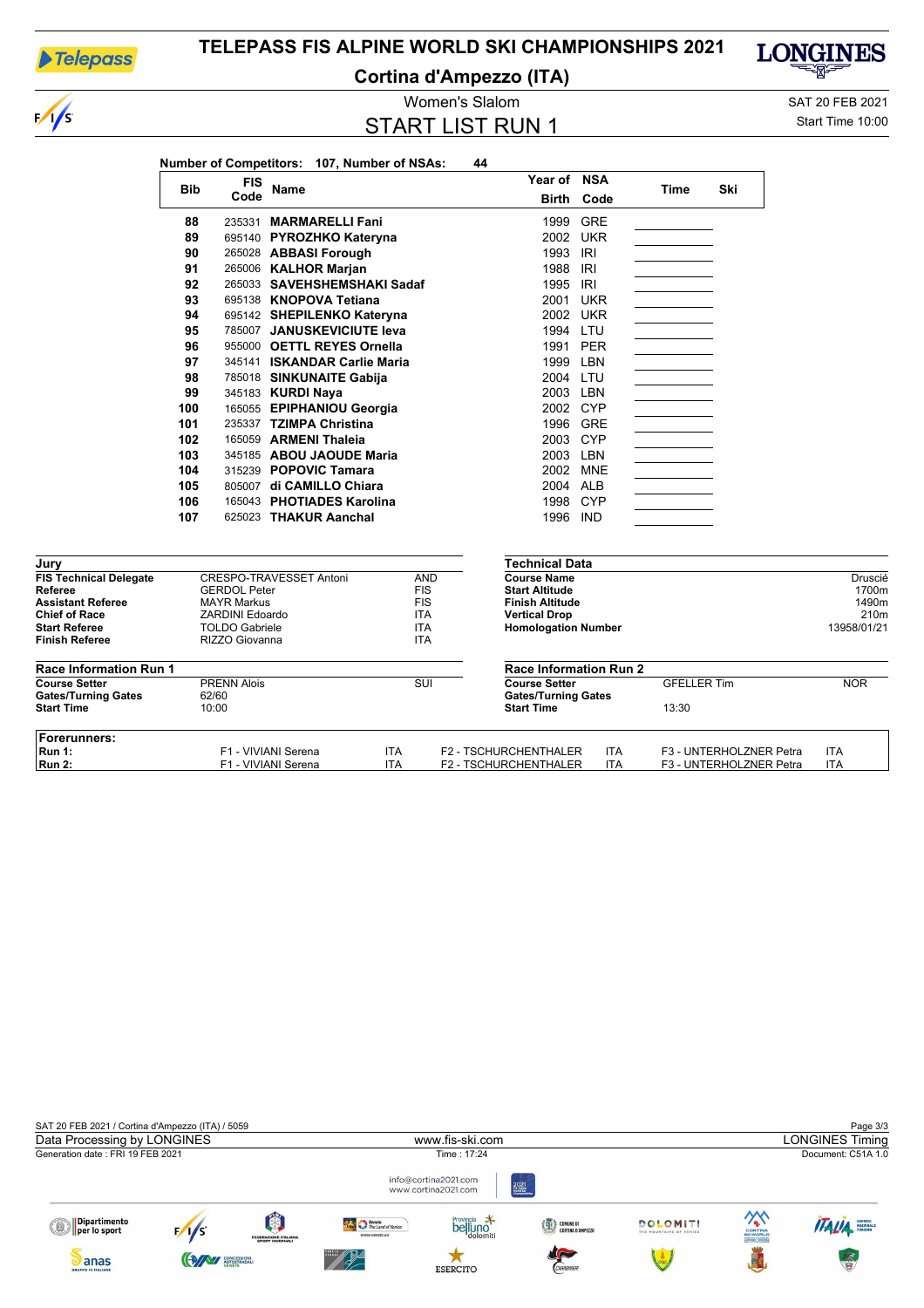# TELEPASS FIS ALPINE WORLD SKI CHAMPIONSHIPS 2021

## Cortina d'Ampezzo (ITA)

Women's Slalom

SAT 20 FEB 2021

## START LIST RUN 1

Start Time 10:00

**Number of Competitors:** 107, **Number of NSAs:** 44

| Bib | FIS Code | Name | Year of Birth | NSA Code | Time | Ski |
|---|---|---|---|---|---|---|
| 88 | 235331 | MARMARELLI Fani | 1999 | GRE | | |
| 89 | 695140 | PYROZHKO Kateryna | 2002 | UKR | | |
| 90 | 265028 | ABBASI Forough | 1993 | IRI | | |
| 91 | 265006 | KALHOR Marjan | 1988 | IRI | | |
| 92 | 265033 | SAVEHSHEMSHAKI Sadaf | 1995 | IRI | | |
| 93 | 695138 | KNOPOVA Tetiana | 2001 | UKR | | |
| 94 | 695142 | SHEPILENKO Kateryna | 2002 | UKR | | |
| 95 | 785007 | JANUSKEVICIUTE Ieva | 1994 | LTU | | |
| 96 | 955000 | OETTL REYES Ornella | 1991 | PER | | |
| 97 | 345141 | ISKANDAR Carlie Maria | 1999 | LBN | | |
| 98 | 785018 | SINKUNAITE Gabija | 2004 | LTU | | |
| 99 | 345183 | KURDI Naya | 2003 | LBN | | |
| 100 | 165055 | EPIPHANIOU Georgia | 2002 | CYP | | |
| 101 | 235337 | TZIMPA Christina | 1996 | GRE | | |
| 102 | 165059 | ARMENI Thaleia | 2003 | CYP | | |
| 103 | 345185 | ABOU JAOUDE Maria | 2003 | LBN | | |
| 104 | 315239 | POPOVIC Tamara | 2002 | MNE | | |
| 105 | 805007 | di CAMILLO Chiara | 2004 | ALB | | |
| 106 | 165043 | PHOTIADES Karolina | 1998 | CYP | | |
| 107 | 625023 | THAKUR Aanchal | 1996 | IND | | |

### Jury

| | | |
|---|---|---|
| **FIS Technical Delegate** | CRESPO-TRAVESSET Antoni | AND |
| **Referee** | GERDOL Peter | FIS |
| **Assistant Referee** | MAYR Markus | FIS |
| **Chief of Race** | ZARDINI Edoardo | ITA |
| **Start Referee** | TOLDO Gabriele | ITA |
| **Finish Referee** | RIZZO Giovanna | ITA |

### Technical Data

| | |
|---|---|
| **Course Name** | Druscié |
| **Start Altitude** | 1700m |
| **Finish Altitude** | 1490m |
| **Vertical Drop** | 210m |
| **Homologation Number** | 13958/01/21 |

### Race Information Run 1

| | | |
|---|---|---|
| **Course Setter** | PRENN Alois | SUI |
| **Gates/Turning Gates** | 62/60 | |
| **Start Time** | 10:00 | |

### Race Information Run 2

| | | |
|---|---|---|
| **Course Setter** | GFELLER Tim | NOR |
| **Gates/Turning Gates** | | |
| **Start Time** | 13:30 | |

### Forerunners:

| | | | | | | |
|---|---|---|---|---|---|---|
| **Run 1:** | F1 - VIVIANI Serena | ITA | F2 - TSCHURCHENTHALER | ITA | F3 - UNTERHOLZNER Petra | ITA |
| **Run 2:** | F1 - VIVIANI Serena | ITA | F2 - TSCHURCHENTHALER | ITA | F3 - UNTERHOLZNER Petra | ITA |

SAT 20 FEB 2021 / Cortina d'Ampezzo (ITA) / 5059

Data Processing by LONGINES — www.fis-ski.com — LONGINES Timing

Generation date : FRI 19 FEB 2021 — Time : 17:24 — Document: C51A 1.0

info@cortina2021.com
www.cortina2021.com